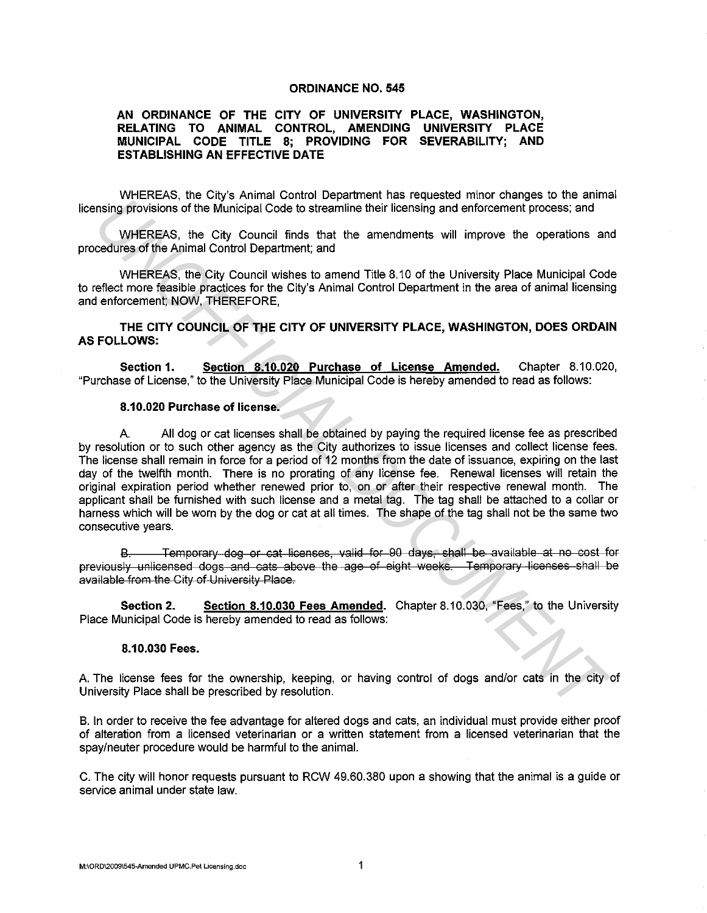**ORDINANCE NO. 545**

**AN ORDINANCE OF THE CITY OF UNIVERSITY PLACE, WASHINGTON, RELATING TO ANIMAL CONTROL, AMENDING UNIVERSITY PLACE MUNICIPAL CODE TITLE 8; PROVIDING FOR SEVERABILITY; AND ESTABLISHING AN EFFECTIVE DATE**

WHEREAS, the City's Animal Control Department has requested minor changes to the animal licensing provisions of the Municipal Code to streamline their licensing and enforcement process; and

WHEREAS, the City Council finds that the amendments will improve the operations and procedures of the Animal Control Department; and

WHEREAS, the City Council wishes to amend Title 8.10 of the University Place Municipal Code to reflect more feasible practices for the City's Animal Control Department in the area of animal licensing and enforcement; NOW, THEREFORE,

**THE CITY COUNCIL OF THE CITY OF UNIVERSITY PLACE, WASHINGTON, DOES ORDAIN AS FOLLOWS:**

**Section 1.** **Section 8.10.020 Purchase of License Amended.** Chapter 8.10.020, "Purchase of License," to the University Place Municipal Code is hereby amended to read as follows:

**8.10.020 Purchase of license.**

A. All dog or cat licenses shall be obtained by paying the required license fee as prescribed by resolution or to such other agency as the City authorizes to issue licenses and collect license fees. The license shall remain in force for a period of 12 months from the date of issuance, expiring on the last day of the twelfth month. There is no prorating of any license fee. Renewal licenses will retain the original expiration period whether renewed prior to, on or after their respective renewal month. The applicant shall be furnished with such license and a metal tag. The tag shall be attached to a collar or harness which will be worn by the dog or cat at all times. The shape of the tag shall not be the same two consecutive years.

~~B. Temporary dog or cat licenses, valid for 90 days, shall be available at no cost for previously unlicensed dogs and cats above the age of eight weeks. Temporary licenses shall be available from the City of University Place.~~

**Section 2.** **Section 8.10.030 Fees Amended.** Chapter 8.10.030, "Fees," to the University Place Municipal Code is hereby amended to read as follows:

**8.10.030 Fees.**

A. The license fees for the ownership, keeping, or having control of dogs and/or cats in the city of University Place shall be prescribed by resolution.

B. In order to receive the fee advantage for altered dogs and cats, an individual must provide either proof of alteration from a licensed veterinarian or a written statement from a licensed veterinarian that the spay/neuter procedure would be harmful to the animal.

C. The city will honor requests pursuant to RCW 49.60.380 upon a showing that the animal is a guide or service animal under state law.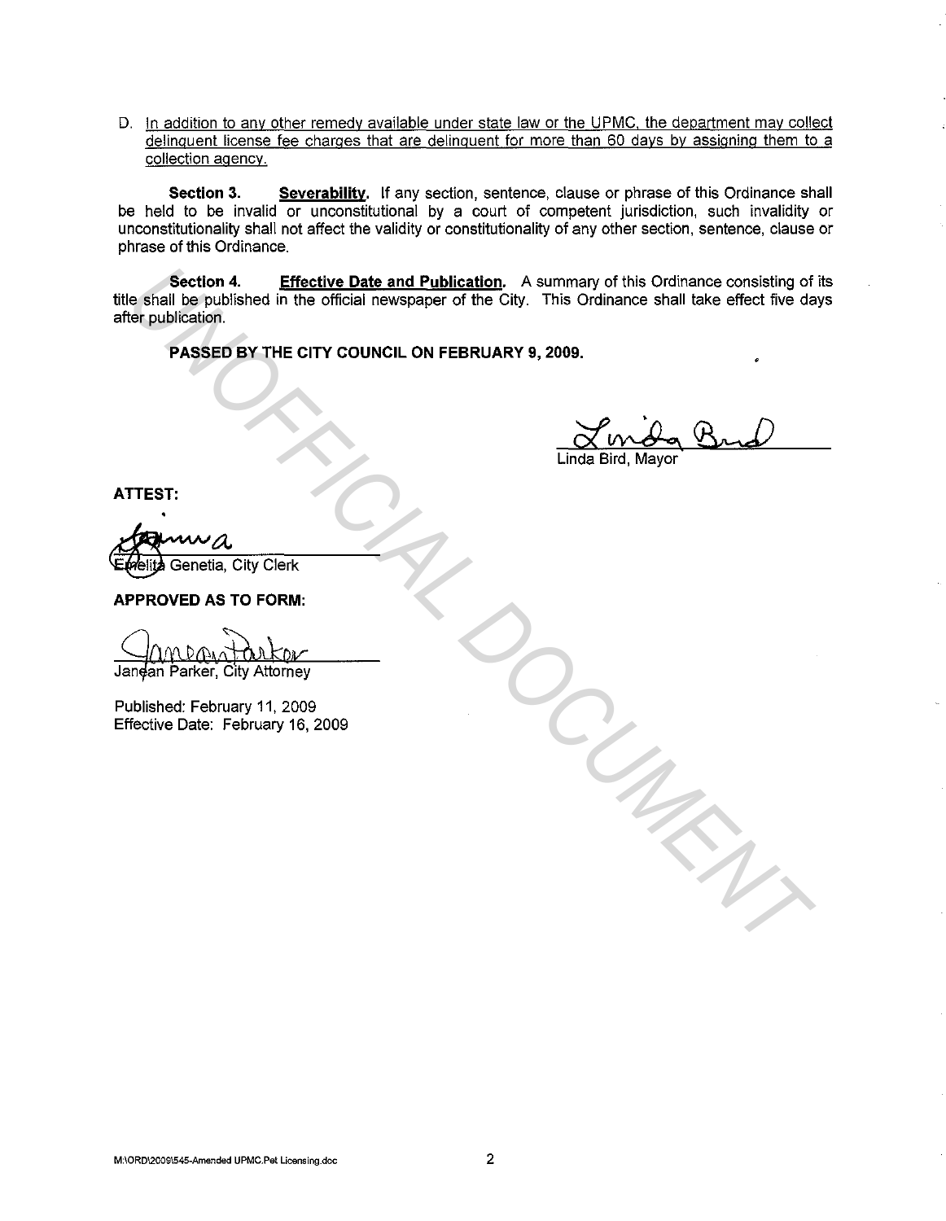D. In addition to any other remedy available under state law or the UPMC, the department may collect delinquent license fee charges that are delinquent for more than 60 days by assigning them to a collection agency.

**Section 3.** **Severability.** If any section, sentence, clause or phrase of this Ordinance shall be held to be invalid or unconstitutional by a court of competent jurisdiction, such invalidity or unconstitutionality shall not affect the validity or constitutionality of any other section, sentence, clause or phrase of this Ordinance.

**Section 4.** **Effective Date and Publication.** A summary of this Ordinance consisting of its title shall be published in the official newspaper of the City. This Ordinance shall take effect five days after publication.

**PASSED BY THE CITY COUNCIL ON FEBRUARY 9, 2009.**

Linda Bird, Mayor

**ATTEST:**

Emelita Genetia, City Clerk

**APPROVED AS TO FORM:**

Janean Parker, City Attorney

Published: February 11, 2009
Effective Date: February 16, 2009

UNOFFICIAL DOCUMENT

M:\ORD\2009\545-Amended UPMC.Pet Licensing.doc